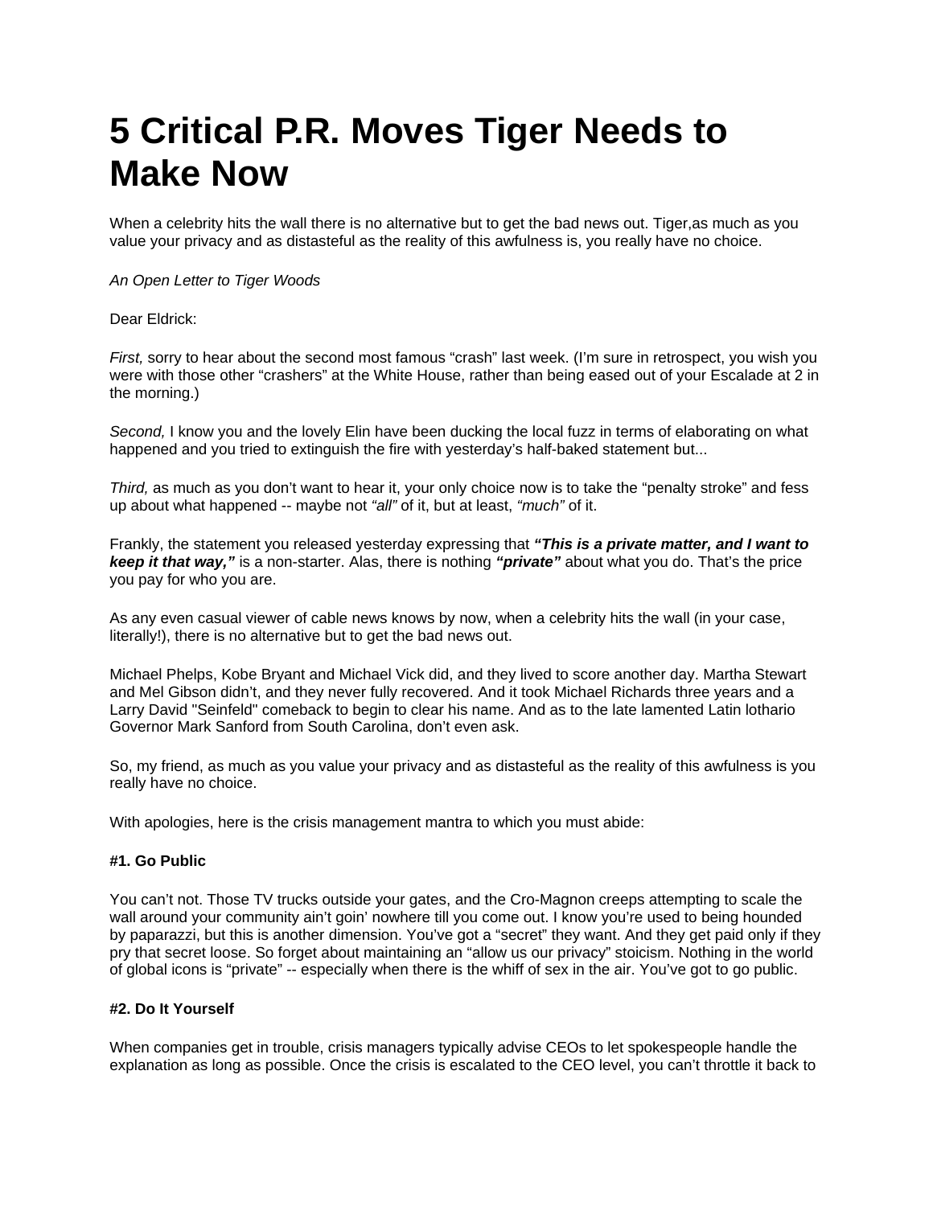# 5 Critical P.R. Moves Tiger Needs to Make Now

When a celebrity hits the wall there is no alternative but to get the bad news out. Tiger,as much as you value your privacy and as distasteful as the reality of this awfulness is, you really have no choice.

*An Open Letter to Tiger Woods*

Dear Eldrick:

*First,* sorry to hear about the second most famous "crash" last week. (I'm sure in retrospect, you wish you were with those other "crashers" at the White House, rather than being eased out of your Escalade at 2 in the morning.)

*Second,* I know you and the lovely Elin have been ducking the local fuzz in terms of elaborating on what happened and you tried to extinguish the fire with yesterday's half-baked statement but...

*Third,* as much as you don't want to hear it, your only choice now is to take the "penalty stroke" and fess up about what happened -- maybe not *"all"* of it, but at least, *"much"* of it.

Frankly, the statement you released yesterday expressing that ***"This is a private matter, and I want to keep it that way,"*** is a non-starter. Alas, there is nothing ***"private"*** about what you do. That's the price you pay for who you are.

As any even casual viewer of cable news knows by now, when a celebrity hits the wall (in your case, literally!), there is no alternative but to get the bad news out.

Michael Phelps, Kobe Bryant and Michael Vick did, and they lived to score another day. Martha Stewart and Mel Gibson didn't, and they never fully recovered. And it took Michael Richards three years and a Larry David "Seinfeld" comeback to begin to clear his name. And as to the late lamented Latin lothario Governor Mark Sanford from South Carolina, don't even ask.

So, my friend, as much as you value your privacy and as distasteful as the reality of this awfulness is you really have no choice.

With apologies, here is the crisis management mantra to which you must abide:

**#1. Go Public**

You can't not. Those TV trucks outside your gates, and the Cro-Magnon creeps attempting to scale the wall around your community ain't goin' nowhere till you come out. I know you're used to being hounded by paparazzi, but this is another dimension. You've got a "secret" they want. And they get paid only if they pry that secret loose. So forget about maintaining an "allow us our privacy" stoicism. Nothing in the world of global icons is "private" -- especially when there is the whiff of sex in the air. You've got to go public.

**#2. Do It Yourself**

When companies get in trouble, crisis managers typically advise CEOs to let spokespeople handle the explanation as long as possible. Once the crisis is escalated to the CEO level, you can't throttle it back to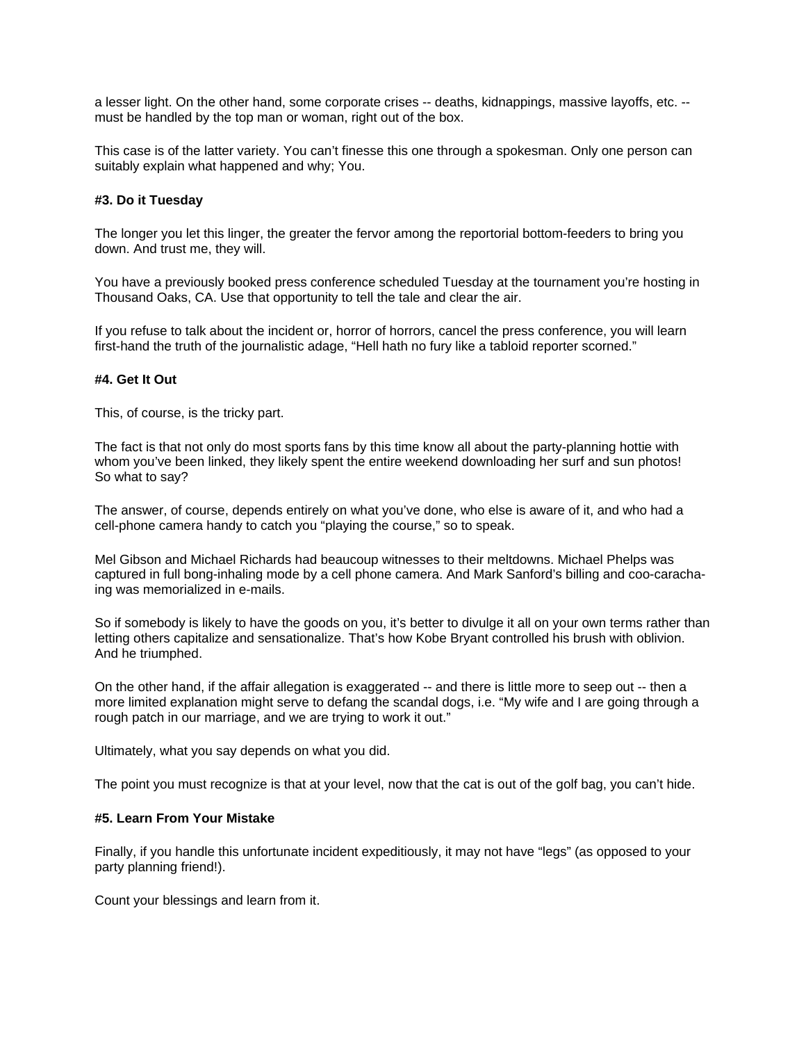a lesser light. On the other hand, some corporate crises -- deaths, kidnappings, massive layoffs, etc. -- must be handled by the top man or woman, right out of the box.

This case is of the latter variety. You can't finesse this one through a spokesman. Only one person can suitably explain what happened and why; You.

**#3. Do it Tuesday**

The longer you let this linger, the greater the fervor among the reportorial bottom-feeders to bring you down. And trust me, they will.

You have a previously booked press conference scheduled Tuesday at the tournament you're hosting in Thousand Oaks, CA. Use that opportunity to tell the tale and clear the air.

If you refuse to talk about the incident or, horror of horrors, cancel the press conference, you will learn first-hand the truth of the journalistic adage, "Hell hath no fury like a tabloid reporter scorned."

**#4. Get It Out**

This, of course, is the tricky part.

The fact is that not only do most sports fans by this time know all about the party-planning hottie with whom you've been linked, they likely spent the entire weekend downloading her surf and sun photos! So what to say?

The answer, of course, depends entirely on what you've done, who else is aware of it, and who had a cell-phone camera handy to catch you "playing the course," so to speak.

Mel Gibson and Michael Richards had beaucoup witnesses to their meltdowns. Michael Phelps was captured in full bong-inhaling mode by a cell phone camera. And Mark Sanford's billing and coo-caracha-ing was memorialized in e-mails.

So if somebody is likely to have the goods on you, it's better to divulge it all on your own terms rather than letting others capitalize and sensationalize. That's how Kobe Bryant controlled his brush with oblivion. And he triumphed.

On the other hand, if the affair allegation is exaggerated -- and there is little more to seep out -- then a more limited explanation might serve to defang the scandal dogs, i.e. "My wife and I are going through a rough patch in our marriage, and we are trying to work it out."

Ultimately, what you say depends on what you did.

The point you must recognize is that at your level, now that the cat is out of the golf bag, you can't hide.

**#5. Learn From Your Mistake**

Finally, if you handle this unfortunate incident expeditiously, it may not have "legs" (as opposed to your party planning friend!).

Count your blessings and learn from it.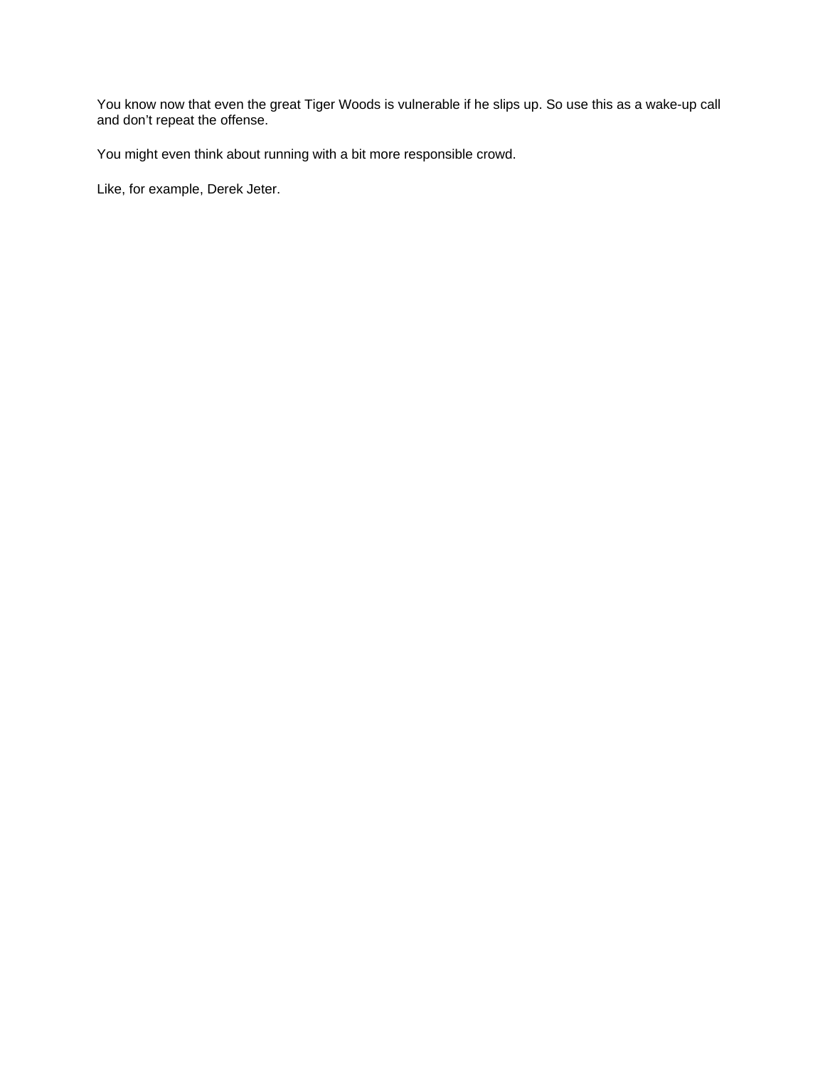You know now that even the great Tiger Woods is vulnerable if he slips up. So use this as a wake-up call and don't repeat the offense.

You might even think about running with a bit more responsible crowd.

Like, for example, Derek Jeter.